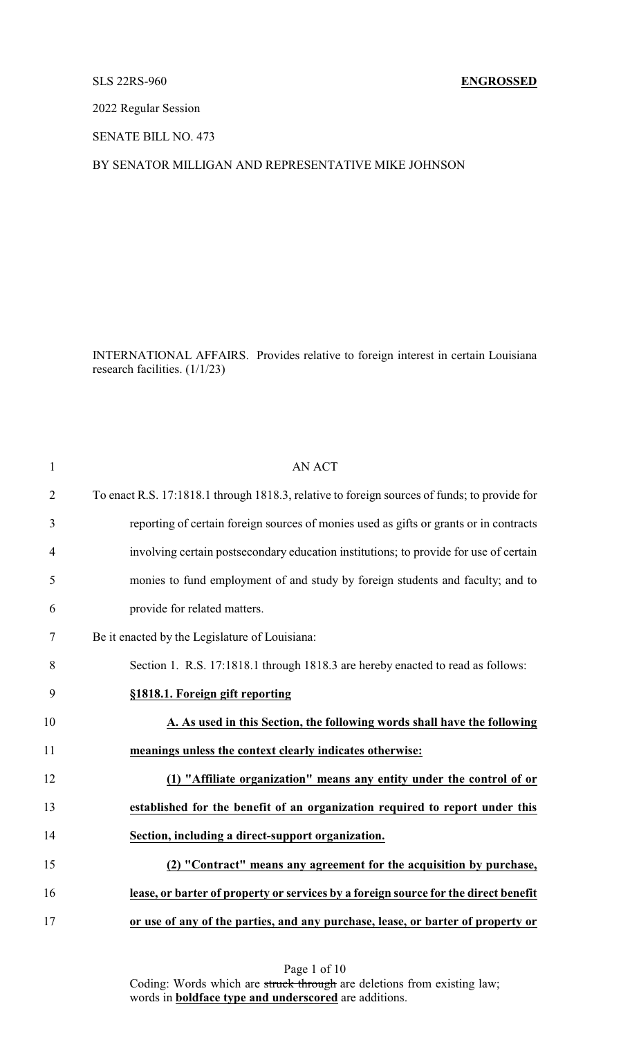SLS 22RS-960 **ENGROSSED**

2022 Regular Session

SENATE BILL NO. 473

BY SENATOR MILLIGAN AND REPRESENTATIVE MIKE JOHNSON

INTERNATIONAL AFFAIRS. Provides relative to foreign interest in certain Louisiana research facilities. (1/1/23)

AN ACT

To enact R.S. 17:1818.1 through 1818.3, relative to foreign sources of funds; to provide for reporting of certain foreign sources of monies used as gifts or grants or in contracts involving certain postsecondary education institutions; to provide for use of certain monies to fund employment of and study by foreign students and faculty; and to provide for related matters.

Be it enacted by the Legislature of Louisiana:

Section 1. R.S. 17:1818.1 through 1818.3 are hereby enacted to read as follows:

**§1818.1. Foreign gift reporting**

**A. As used in this Section, the following words shall have the following meanings unless the context clearly indicates otherwise:**

**(1) "Affiliate organization" means any entity under the control of or established for the benefit of an organization required to report under this Section, including a direct-support organization.**

**(2) "Contract" means any agreement for the acquisition by purchase, lease, or barter of property or services by a foreign source for the direct benefit or use of any of the parties, and any purchase, lease, or barter of property or**

Coding: Words which are ~~struck through~~ are deletions from existing law; words in **boldface type and underscored** are additions.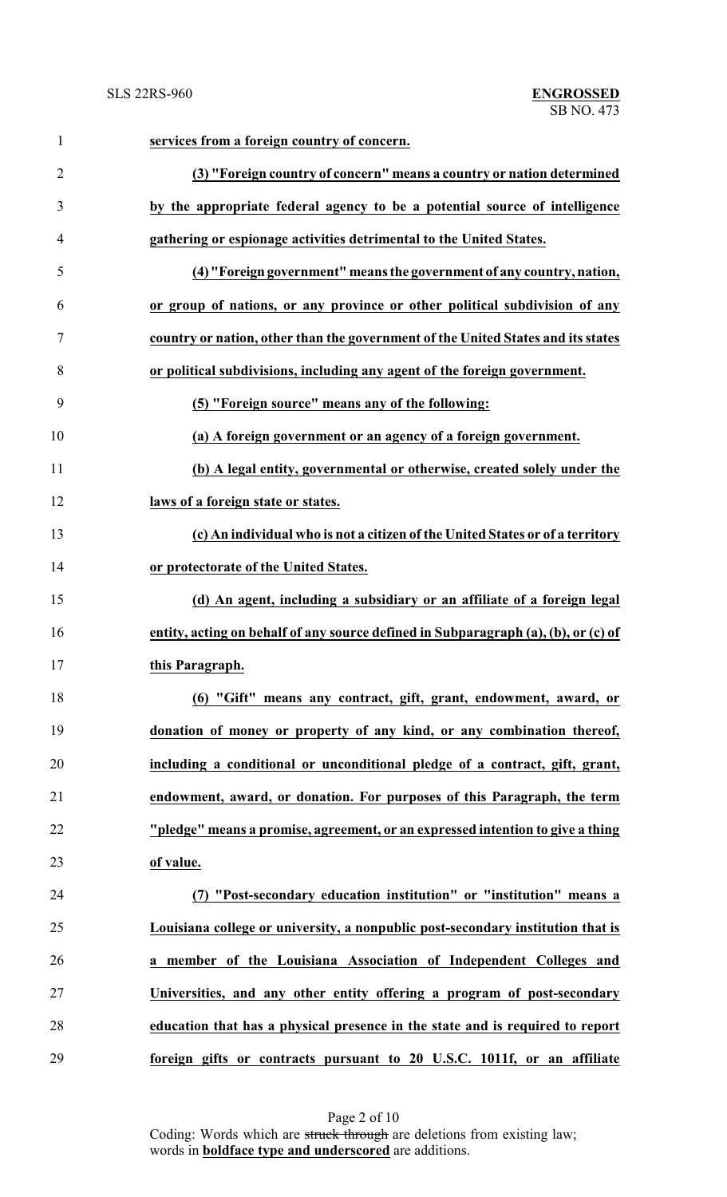**services from a foreign country of concern.**

**(3) "Foreign country of concern" means a country or nation determined by the appropriate federal agency to be a potential source of intelligence gathering or espionage activities detrimental to the United States.**

**(4) "Foreign government" means the government of any country, nation, or group of nations, or any province or other political subdivision of any country or nation, other than the government of the United States and its states or political subdivisions, including any agent of the foreign government.**

**(5) "Foreign source" means any of the following:**

**(a) A foreign government or an agency of a foreign government.**

**(b) A legal entity, governmental or otherwise, created solely under the laws of a foreign state or states.**

**(c) An individual who is not a citizen of the United States or of a territory or protectorate of the United States.**

**(d) An agent, including a subsidiary or an affiliate of a foreign legal entity, acting on behalf of any source defined in Subparagraph (a), (b), or (c) of this Paragraph.**

**(6) "Gift" means any contract, gift, grant, endowment, award, or donation of money or property of any kind, or any combination thereof, including a conditional or unconditional pledge of a contract, gift, grant, endowment, award, or donation. For purposes of this Paragraph, the term "pledge" means a promise, agreement, or an expressed intention to give a thing of value.**

**(7) "Post-secondary education institution" or "institution" means a Louisiana college or university, a nonpublic post-secondary institution that is a member of the Louisiana Association of Independent Colleges and Universities, and any other entity offering a program of post-secondary education that has a physical presence in the state and is required to report foreign gifts or contracts pursuant to 20 U.S.C. 1011f, or an affiliate**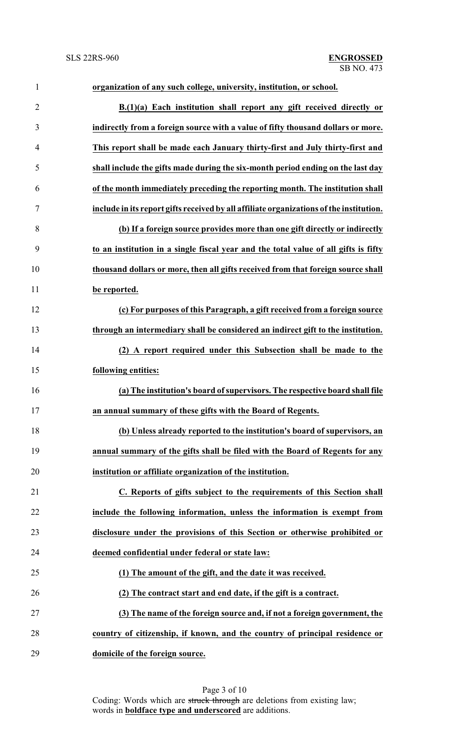**organization of any such college, university, institution, or school.**

**B.(1)(a) Each institution shall report any gift received directly or indirectly from a foreign source with a value of fifty thousand dollars or more. This report shall be made each January thirty-first and July thirty-first and shall include the gifts made during the six-month period ending on the last day of the month immediately preceding the reporting month. The institution shall include in its report gifts received by all affiliate organizations of the institution.**

**(b) If a foreign source provides more than one gift directly or indirectly to an institution in a single fiscal year and the total value of all gifts is fifty thousand dollars or more, then all gifts received from that foreign source shall be reported.**

**(c) For purposes of this Paragraph, a gift received from a foreign source through an intermediary shall be considered an indirect gift to the institution.**

**(2) A report required under this Subsection shall be made to the following entities:**

**(a) The institution's board of supervisors. The respective board shall file an annual summary of these gifts with the Board of Regents.**

**(b) Unless already reported to the institution's board of supervisors, an annual summary of the gifts shall be filed with the Board of Regents for any institution or affiliate organization of the institution.**

**C. Reports of gifts subject to the requirements of this Section shall include the following information, unless the information is exempt from disclosure under the provisions of this Section or otherwise prohibited or deemed confidential under federal or state law:**

**(1) The amount of the gift, and the date it was received.**

**(2) The contract start and end date, if the gift is a contract.**

**(3) The name of the foreign source and, if not a foreign government, the country of citizenship, if known, and the country of principal residence or domicile of the foreign source.**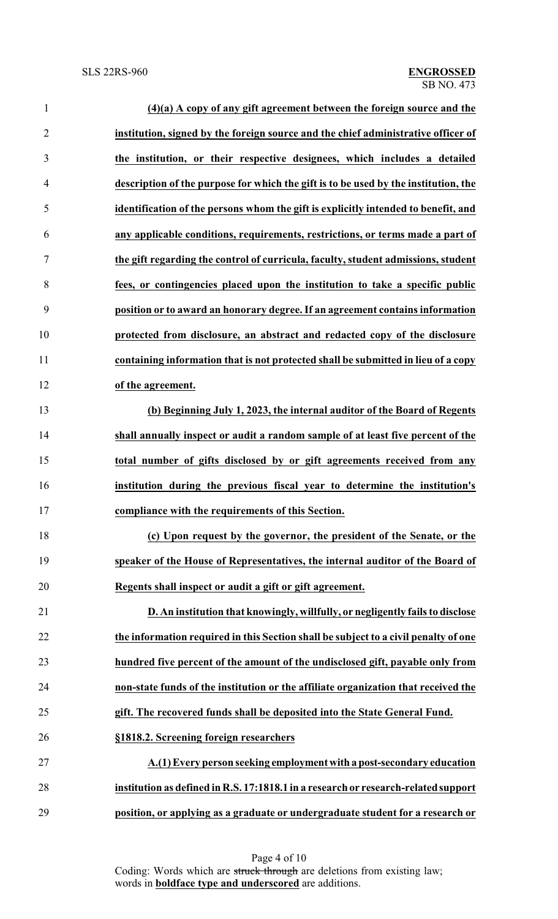**(4)(a) A copy of any gift agreement between the foreign source and the institution, signed by the foreign source and the chief administrative officer of the institution, or their respective designees, which includes a detailed description of the purpose for which the gift is to be used by the institution, the identification of the persons whom the gift is explicitly intended to benefit, and any applicable conditions, requirements, restrictions, or terms made a part of the gift regarding the control of curricula, faculty, student admissions, student fees, or contingencies placed upon the institution to take a specific public position or to award an honorary degree. If an agreement contains information protected from disclosure, an abstract and redacted copy of the disclosure containing information that is not protected shall be submitted in lieu of a copy of the agreement.**

**(b) Beginning July 1, 2023, the internal auditor of the Board of Regents shall annually inspect or audit a random sample of at least five percent of the total number of gifts disclosed by or gift agreements received from any institution during the previous fiscal year to determine the institution's compliance with the requirements of this Section.**

**(c) Upon request by the governor, the president of the Senate, or the speaker of the House of Representatives, the internal auditor of the Board of Regents shall inspect or audit a gift or gift agreement.**

**D. An institution that knowingly, willfully, or negligently fails to disclose the information required in this Section shall be subject to a civil penalty of one hundred five percent of the amount of the undisclosed gift, payable only from non-state funds of the institution or the affiliate organization that received the gift. The recovered funds shall be deposited into the State General Fund.**

**§1818.2. Screening foreign researchers**

**A.(1) Every person seeking employment with a post-secondary education institution as defined in R.S. 17:1818.1 in a research or research-related support position, or applying as a graduate or undergraduate student for a research or**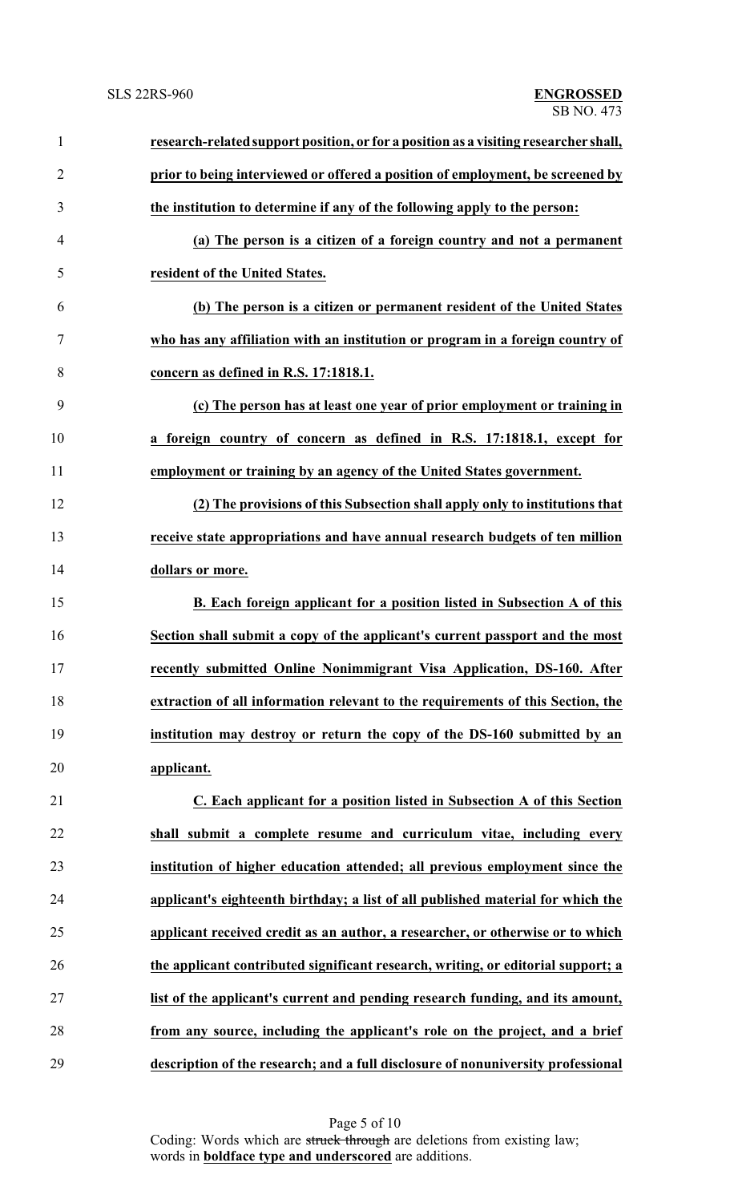**research-related support position, or for a position as a visiting researcher shall, prior to being interviewed or offered a position of employment, be screened by the institution to determine if any of the following apply to the person:**

**(a) The person is a citizen of a foreign country and not a permanent resident of the United States.**

**(b) The person is a citizen or permanent resident of the United States who has any affiliation with an institution or program in a foreign country of concern as defined in R.S. 17:1818.1.**

**(c) The person has at least one year of prior employment or training in a foreign country of concern as defined in R.S. 17:1818.1, except for employment or training by an agency of the United States government.**

**(2) The provisions of this Subsection shall apply only to institutions that receive state appropriations and have annual research budgets of ten million dollars or more.**

**B. Each foreign applicant for a position listed in Subsection A of this Section shall submit a copy of the applicant's current passport and the most recently submitted Online Nonimmigrant Visa Application, DS-160. After extraction of all information relevant to the requirements of this Section, the institution may destroy or return the copy of the DS-160 submitted by an applicant.**

**C. Each applicant for a position listed in Subsection A of this Section shall submit a complete resume and curriculum vitae, including every institution of higher education attended; all previous employment since the applicant's eighteenth birthday; a list of all published material for which the applicant received credit as an author, a researcher, or otherwise or to which the applicant contributed significant research, writing, or editorial support; a list of the applicant's current and pending research funding, and its amount, from any source, including the applicant's role on the project, and a brief description of the research; and a full disclosure of nonuniversity professional**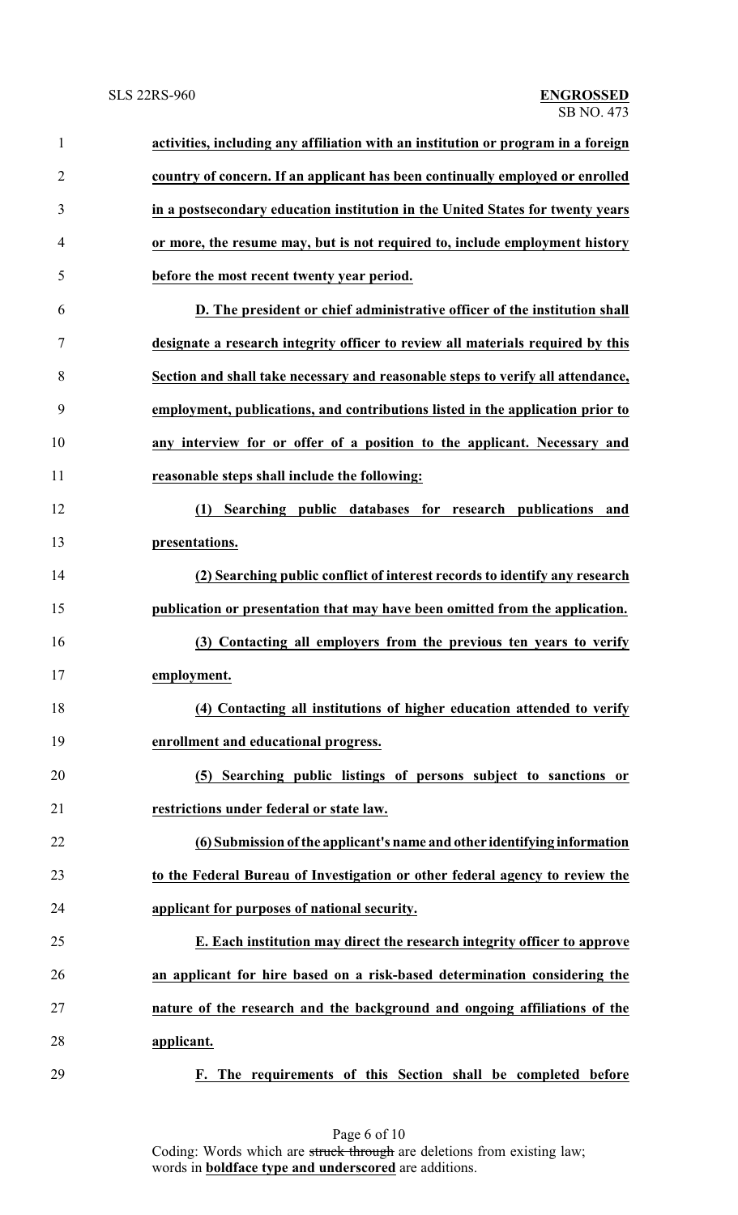**activities, including any affiliation with an institution or program in a foreign country of concern. If an applicant has been continually employed or enrolled in a postsecondary education institution in the United States for twenty years or more, the resume may, but is not required to, include employment history before the most recent twenty year period.**

**D. The president or chief administrative officer of the institution shall designate a research integrity officer to review all materials required by this Section and shall take necessary and reasonable steps to verify all attendance, employment, publications, and contributions listed in the application prior to any interview for or offer of a position to the applicant. Necessary and reasonable steps shall include the following:**

**(1) Searching public databases for research publications and presentations.**

**(2) Searching public conflict of interest records to identify any research publication or presentation that may have been omitted from the application.**

**(3) Contacting all employers from the previous ten years to verify employment.**

**(4) Contacting all institutions of higher education attended to verify enrollment and educational progress.**

**(5) Searching public listings of persons subject to sanctions or restrictions under federal or state law.**

**(6) Submission of the applicant's name and other identifying information to the Federal Bureau of Investigation or other federal agency to review the applicant for purposes of national security.**

**E. Each institution may direct the research integrity officer to approve an applicant for hire based on a risk-based determination considering the nature of the research and the background and ongoing affiliations of the applicant.**

**F. The requirements of this Section shall be completed before**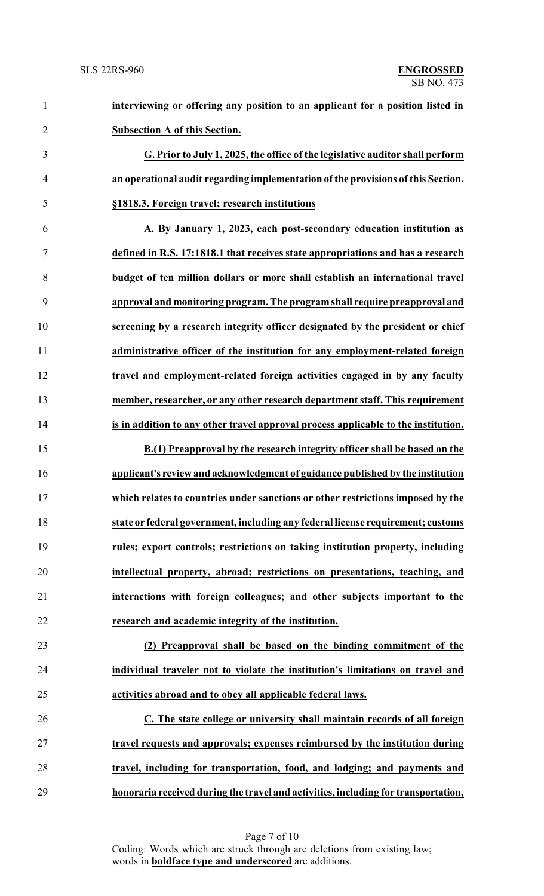**interviewing or offering any position to an applicant for a position listed in Subsection A of this Section.**

**G. Prior to July 1, 2025, the office of the legislative auditor shall perform an operational audit regarding implementation of the provisions of this Section.**

**§1818.3. Foreign travel; research institutions**

**A. By January 1, 2023, each post-secondary education institution as defined in R.S. 17:1818.1 that receives state appropriations and has a research budget of ten million dollars or more shall establish an international travel approval and monitoring program. The program shall require preapproval and screening by a research integrity officer designated by the president or chief administrative officer of the institution for any employment-related foreign travel and employment-related foreign activities engaged in by any faculty member, researcher, or any other research department staff. This requirement is in addition to any other travel approval process applicable to the institution.**

**B.(1) Preapproval by the research integrity officer shall be based on the applicant's review and acknowledgment of guidance published by the institution which relates to countries under sanctions or other restrictions imposed by the state or federal government, including any federal license requirement; customs rules; export controls; restrictions on taking institution property, including intellectual property, abroad; restrictions on presentations, teaching, and interactions with foreign colleagues; and other subjects important to the research and academic integrity of the institution.**

**(2) Preapproval shall be based on the binding commitment of the individual traveler not to violate the institution's limitations on travel and activities abroad and to obey all applicable federal laws.**

**C. The state college or university shall maintain records of all foreign travel requests and approvals; expenses reimbursed by the institution during travel, including for transportation, food, and lodging; and payments and honoraria received during the travel and activities, including for transportation,**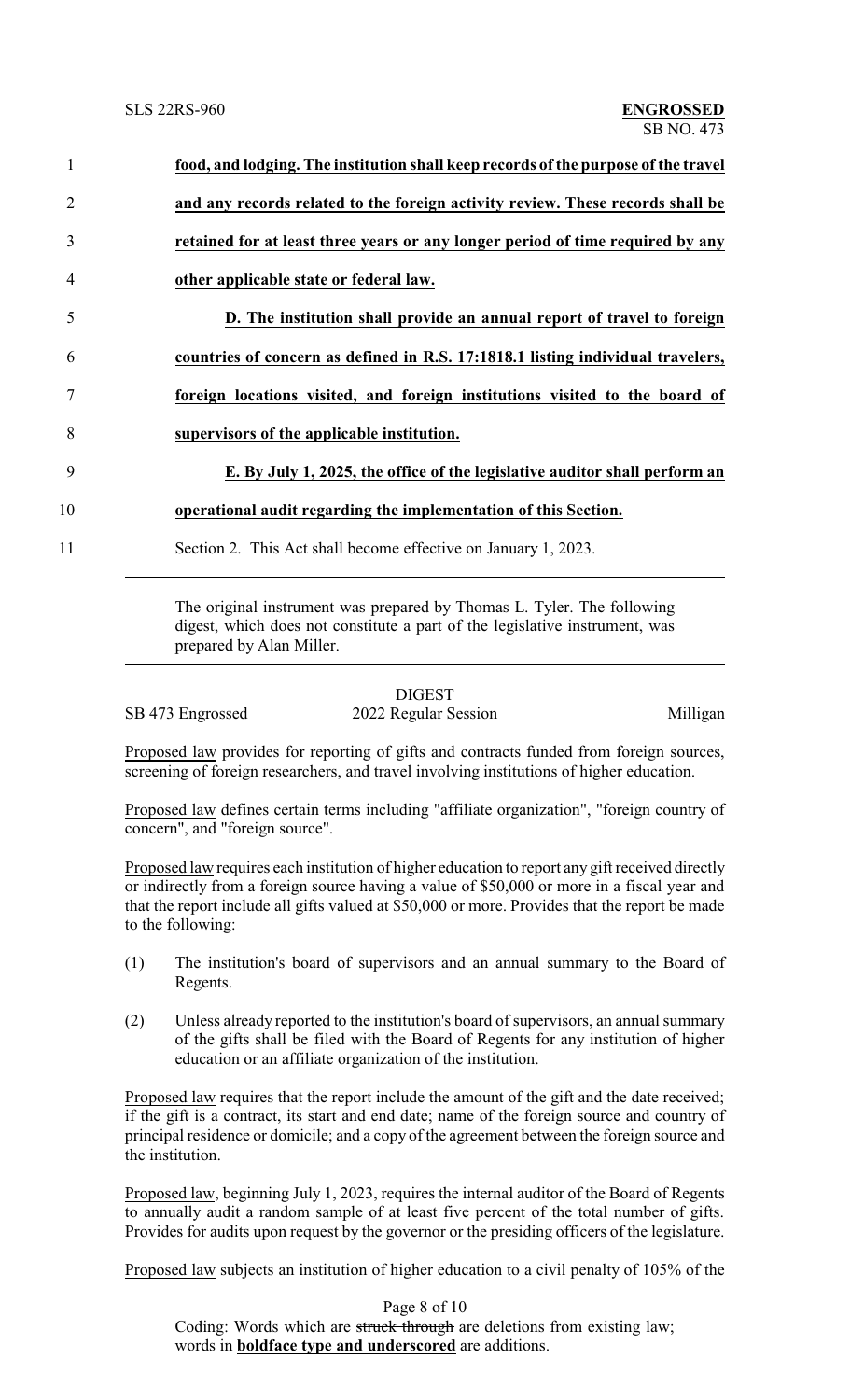**food, and lodging. The institution shall keep records of the purpose of the travel and any records related to the foreign activity review. These records shall be retained for at least three years or any longer period of time required by any other applicable state or federal law.**

**D. The institution shall provide an annual report of travel to foreign countries of concern as defined in R.S. 17:1818.1 listing individual travelers, foreign locations visited, and foreign institutions visited to the board of supervisors of the applicable institution.**

**E. By July 1, 2025, the office of the legislative auditor shall perform an operational audit regarding the implementation of this Section.**

Section 2. This Act shall become effective on January 1, 2023.

---

The original instrument was prepared by Thomas L. Tyler. The following digest, which does not constitute a part of the legislative instrument, was prepared by Alan Miller.

---

DIGEST

SB 473 Engrossed — 2022 Regular Session — Milligan

Proposed law provides for reporting of gifts and contracts funded from foreign sources, screening of foreign researchers, and travel involving institutions of higher education.

Proposed law defines certain terms including "affiliate organization", "foreign country of concern", and "foreign source".

Proposed law requires each institution of higher education to report any gift received directly or indirectly from a foreign source having a value of $50,000 or more in a fiscal year and that the report include all gifts valued at $50,000 or more. Provides that the report be made to the following:

(1) The institution's board of supervisors and an annual summary to the Board of Regents.

(2) Unless already reported to the institution's board of supervisors, an annual summary of the gifts shall be filed with the Board of Regents for any institution of higher education or an affiliate organization of the institution.

Proposed law requires that the report include the amount of the gift and the date received; if the gift is a contract, its start and end date; name of the foreign source and country of principal residence or domicile; and a copy of the agreement between the foreign source and the institution.

Proposed law, beginning July 1, 2023, requires the internal auditor of the Board of Regents to annually audit a random sample of at least five percent of the total number of gifts. Provides for audits upon request by the governor or the presiding officers of the legislature.

Proposed law subjects an institution of higher education to a civil penalty of 105% of the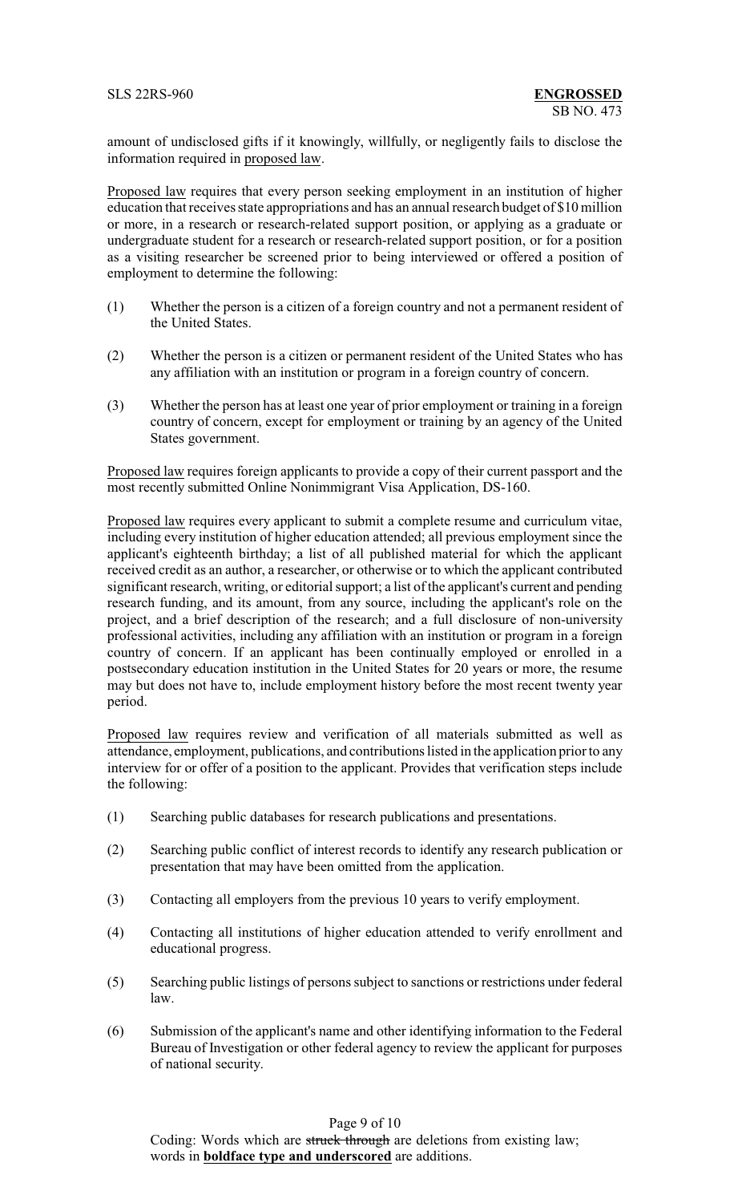amount of undisclosed gifts if it knowingly, willfully, or negligently fails to disclose the information required in proposed law.

Proposed law requires that every person seeking employment in an institution of higher education that receives state appropriations and has an annual research budget of $10 million or more, in a research or research-related support position, or applying as a graduate or undergraduate student for a research or research-related support position, or for a position as a visiting researcher be screened prior to being interviewed or offered a position of employment to determine the following:

(1) Whether the person is a citizen of a foreign country and not a permanent resident of the United States.

(2) Whether the person is a citizen or permanent resident of the United States who has any affiliation with an institution or program in a foreign country of concern.

(3) Whether the person has at least one year of prior employment or training in a foreign country of concern, except for employment or training by an agency of the United States government.

Proposed law requires foreign applicants to provide a copy of their current passport and the most recently submitted Online Nonimmigrant Visa Application, DS-160.

Proposed law requires every applicant to submit a complete resume and curriculum vitae, including every institution of higher education attended; all previous employment since the applicant's eighteenth birthday; a list of all published material for which the applicant received credit as an author, a researcher, or otherwise or to which the applicant contributed significant research, writing, or editorial support; a list of the applicant's current and pending research funding, and its amount, from any source, including the applicant's role on the project, and a brief description of the research; and a full disclosure of non-university professional activities, including any affiliation with an institution or program in a foreign country of concern. If an applicant has been continually employed or enrolled in a postsecondary education institution in the United States for 20 years or more, the resume may but does not have to, include employment history before the most recent twenty year period.

Proposed law requires review and verification of all materials submitted as well as attendance, employment, publications, and contributions listed in the application prior to any interview for or offer of a position to the applicant. Provides that verification steps include the following:

(1) Searching public databases for research publications and presentations.

(2) Searching public conflict of interest records to identify any research publication or presentation that may have been omitted from the application.

(3) Contacting all employers from the previous 10 years to verify employment.

(4) Contacting all institutions of higher education attended to verify enrollment and educational progress.

(5) Searching public listings of persons subject to sanctions or restrictions under federal law.

(6) Submission of the applicant's name and other identifying information to the Federal Bureau of Investigation or other federal agency to review the applicant for purposes of national security.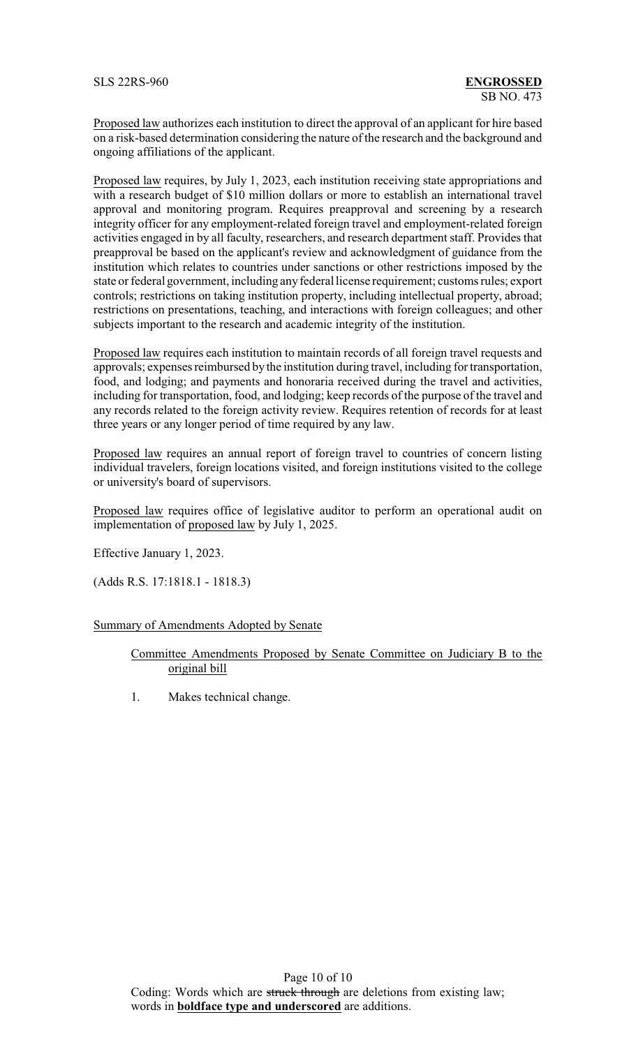Proposed law authorizes each institution to direct the approval of an applicant for hire based on a risk-based determination considering the nature of the research and the background and ongoing affiliations of the applicant.

Proposed law requires, by July 1, 2023, each institution receiving state appropriations and with a research budget of $10 million dollars or more to establish an international travel approval and monitoring program. Requires preapproval and screening by a research integrity officer for any employment-related foreign travel and employment-related foreign activities engaged in by all faculty, researchers, and research department staff. Provides that preapproval be based on the applicant's review and acknowledgment of guidance from the institution which relates to countries under sanctions or other restrictions imposed by the state or federal government, including any federal license requirement; customs rules; export controls; restrictions on taking institution property, including intellectual property, abroad; restrictions on presentations, teaching, and interactions with foreign colleagues; and other subjects important to the research and academic integrity of the institution.

Proposed law requires each institution to maintain records of all foreign travel requests and approvals; expenses reimbursed by the institution during travel, including for transportation, food, and lodging; and payments and honoraria received during the travel and activities, including for transportation, food, and lodging; keep records of the purpose of the travel and any records related to the foreign activity review. Requires retention of records for at least three years or any longer period of time required by any law.

Proposed law requires an annual report of foreign travel to countries of concern listing individual travelers, foreign locations visited, and foreign institutions visited to the college or university's board of supervisors.

Proposed law requires office of legislative auditor to perform an operational audit on implementation of proposed law by July 1, 2025.

Effective January 1, 2023.

(Adds R.S. 17:1818.1 - 1818.3)

Summary of Amendments Adopted by Senate

Committee Amendments Proposed by Senate Committee on Judiciary B to the original bill

1. Makes technical change.